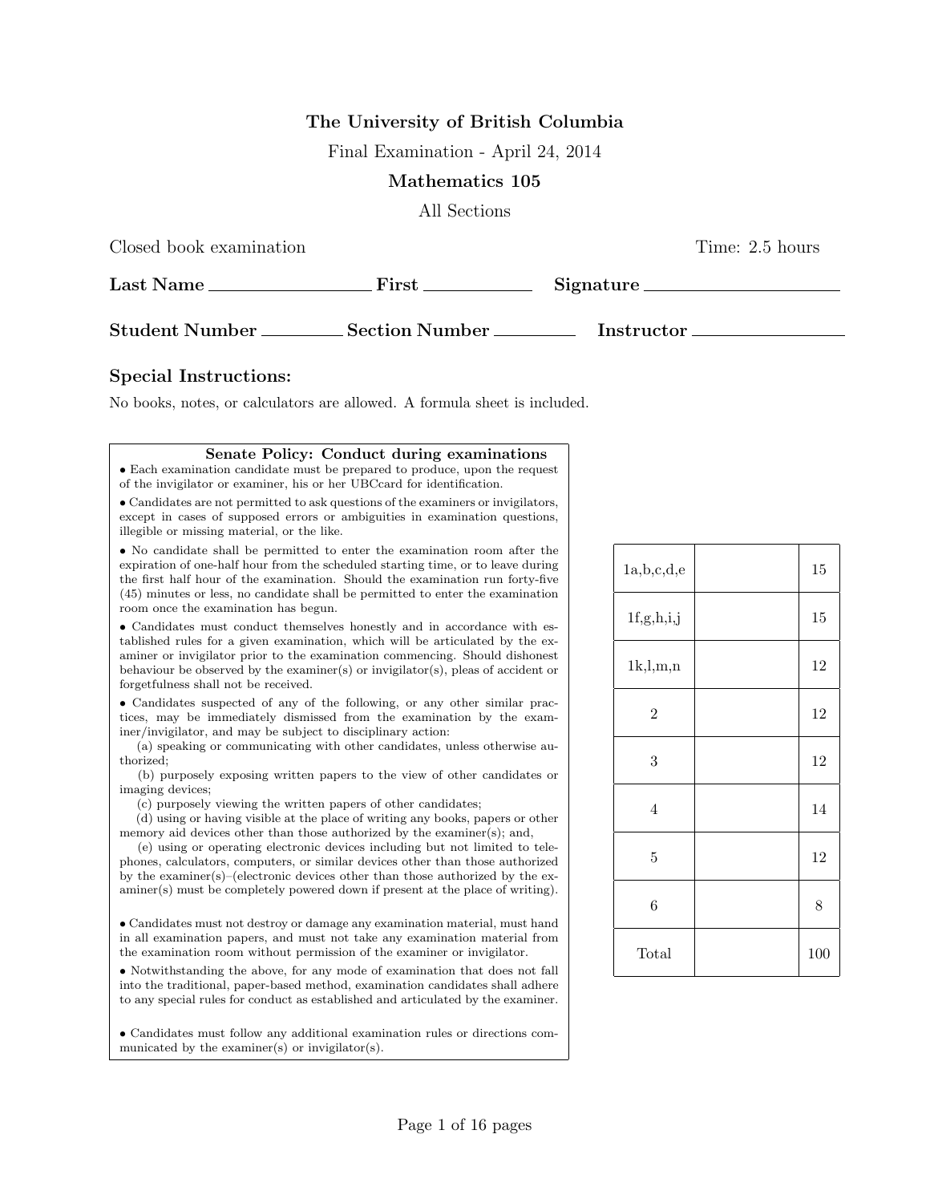**The University of British Columbia**

Final Examination - April 24, 2014

**Mathematics 105**

All Sections

Closed book examination Time: 2.5 hours

**Last Name** ________________ **First** ____________ **Signature** ____________________

**Student Number** __________ **Section Number** __________ **Instructor** ________________

### Special Instructions:

No books, notes, or calculators are allowed. A formula sheet is included.

**Senate Policy: Conduct during examinations**

- Each examination candidate must be prepared to produce, upon the request of the invigilator or examiner, his or her UBCcard for identification.
- Candidates are not permitted to ask questions of the examiners or invigilators, except in cases of supposed errors or ambiguities in examination questions, illegible or missing material, or the like.
- No candidate shall be permitted to enter the examination room after the expiration of one-half hour from the scheduled starting time, or to leave during the first half hour of the examination. Should the examination run forty-five (45) minutes or less, no candidate shall be permitted to enter the examination room once the examination has begun.
- Candidates must conduct themselves honestly and in accordance with established rules for a given examination, which will be articulated by the examiner or invigilator prior to the examination commencing. Should dishonest behaviour be observed by the examiner(s) or invigilator(s), pleas of accident or forgetfulness shall not be received.
- Candidates suspected of any of the following, or any other similar practices, may be immediately dismissed from the examination by the examiner/invigilator, and may be subject to disciplinary action:
  (a) speaking or communicating with other candidates, unless otherwise authorized;
  (b) purposely exposing written papers to the view of other candidates or imaging devices;
  (c) purposely viewing the written papers of other candidates;
  (d) using or having visible at the place of writing any books, papers or other memory aid devices other than those authorized by the examiner(s); and,
  (e) using or operating electronic devices including but not limited to telephones, calculators, computers, or similar devices other than those authorized by the examiner(s)–(electronic devices other than those authorized by the examiner(s) must be completely powered down if present at the place of writing).
- Candidates must not destroy or damage any examination material, must hand in all examination papers, and must not take any examination material from the examination room without permission of the examiner or invigilator.
- Notwithstanding the above, for any mode of examination that does not fall into the traditional, paper-based method, examination candidates shall adhere to any special rules for conduct as established and articulated by the examiner.
- Candidates must follow any additional examination rules or directions communicated by the examiner(s) or invigilator(s).

| Question | Score | Max |
|---|---|---|
| 1a,b,c,d,e | | 15 |
| 1f,g,h,i,j | | 15 |
| 1k,l,m,n | | 12 |
| 2 | | 12 |
| 3 | | 12 |
| 4 | | 14 |
| 5 | | 12 |
| 6 | | 8 |
| Total | | 100 |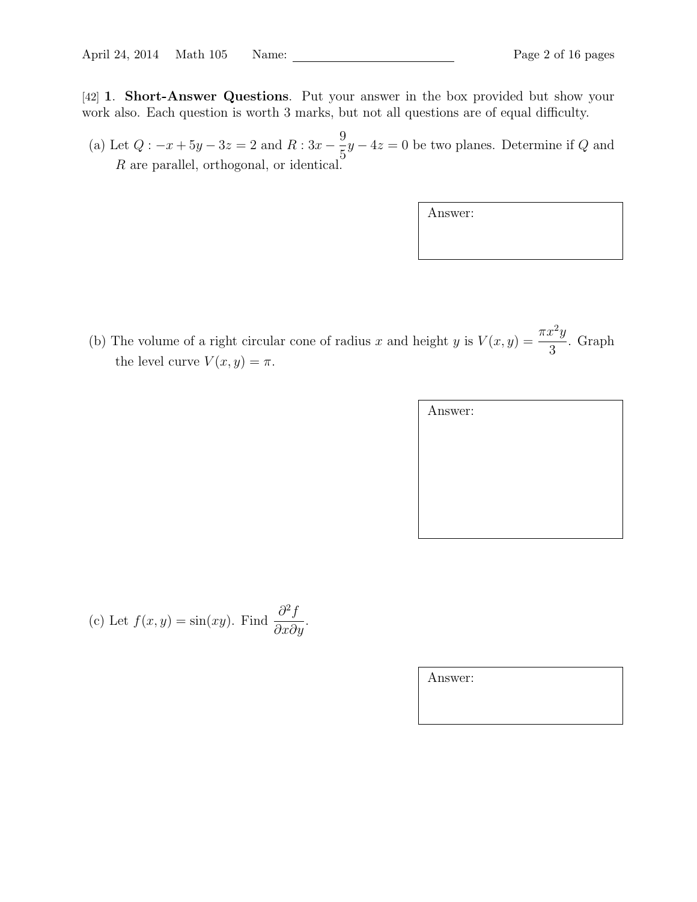[42] **1. Short-Answer Questions**. Put your answer in the box provided but show your work also. Each question is worth 3 marks, but not all questions are of equal difficulty.

(a) Let $Q : -x + 5y - 3z = 2$ and $R : 3x - \frac{9}{5}y - 4z = 0$ be two planes. Determine if $Q$ and $R$ are parallel, orthogonal, or identical.

Answer:

(b) The volume of a right circular cone of radius $x$ and height $y$ is $V(x, y) = \frac{\pi x^2 y}{3}$. Graph the level curve $V(x, y) = \pi$.

Answer:

(c) Let $f(x, y) = \sin(xy)$. Find $\frac{\partial^2 f}{\partial x \partial y}$.

Answer: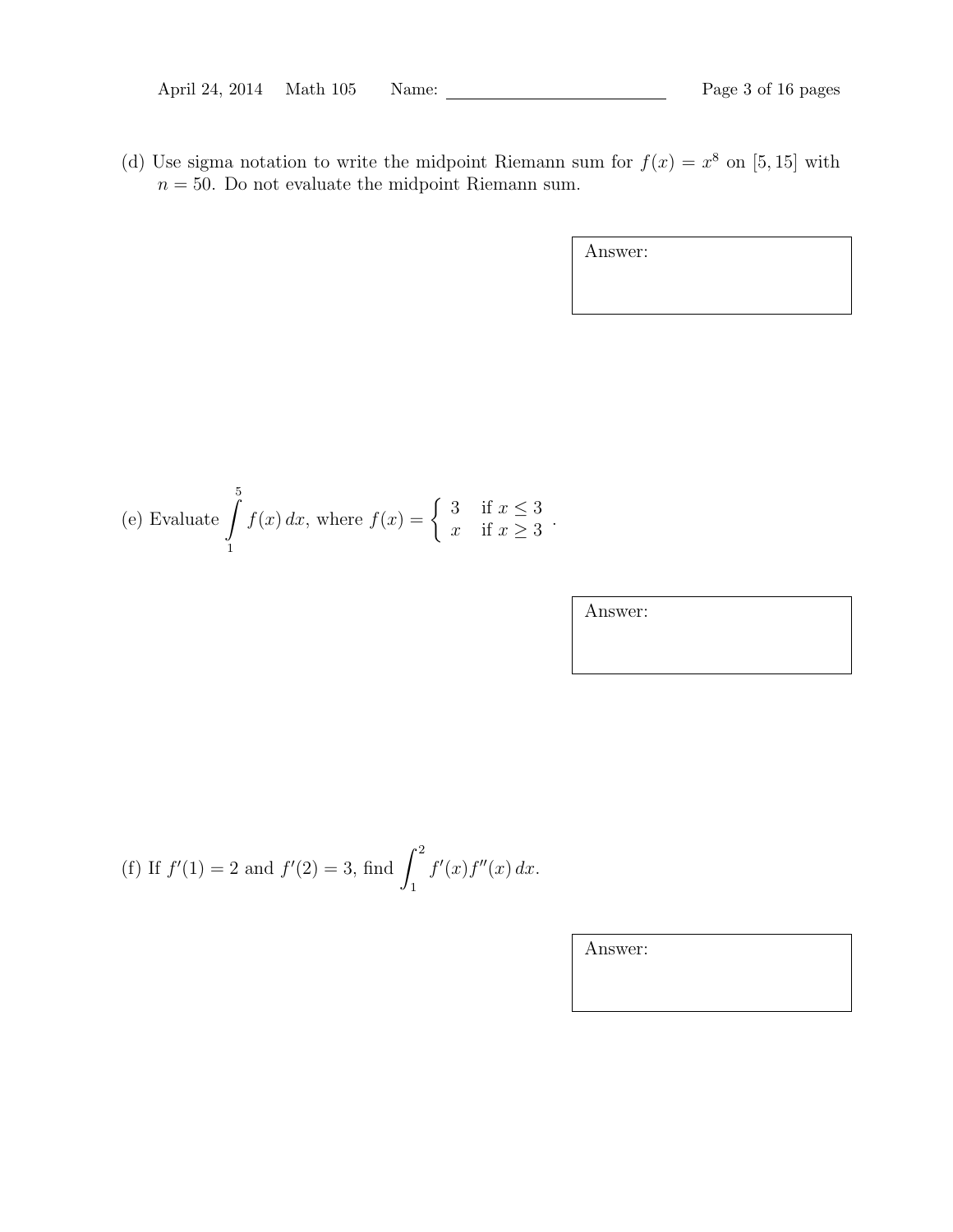(d) Use sigma notation to write the midpoint Riemann sum for $f(x) = x^8$ on $[5, 15]$ with $n = 50$. Do not evaluate the midpoint Riemann sum.

Answer:

(e) Evaluate $\displaystyle\int_1^5 f(x)\,dx$, where $f(x) = \begin{cases} 3 & \text{if } x \leq 3 \\ x & \text{if } x \geq 3 \end{cases}$.

Answer:

(f) If $f'(1) = 2$ and $f'(2) = 3$, find $\displaystyle\int_1^2 f'(x) f''(x)\,dx$.

Answer: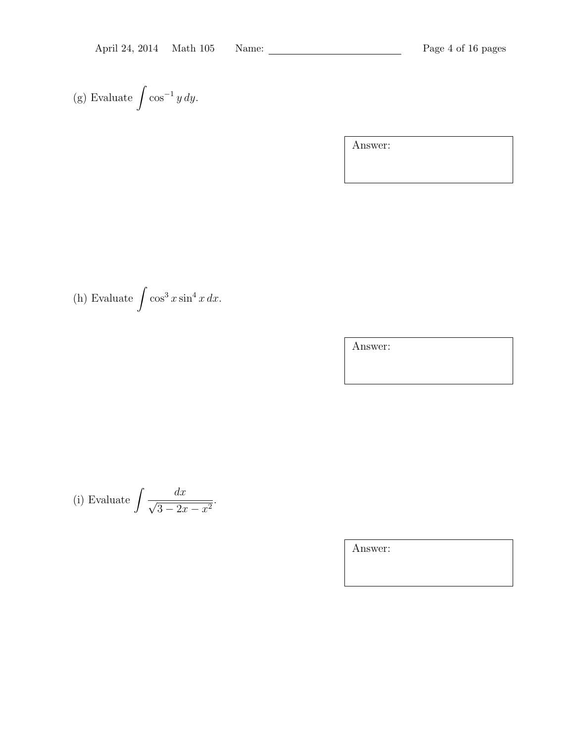(g) Evaluate $\int \cos^{-1} y \, dy$.

Answer:

(h) Evaluate $\int \cos^3 x \sin^4 x \, dx$.

Answer:

(i) Evaluate $\int \frac{dx}{\sqrt{3 - 2x - x^2}}$.

Answer: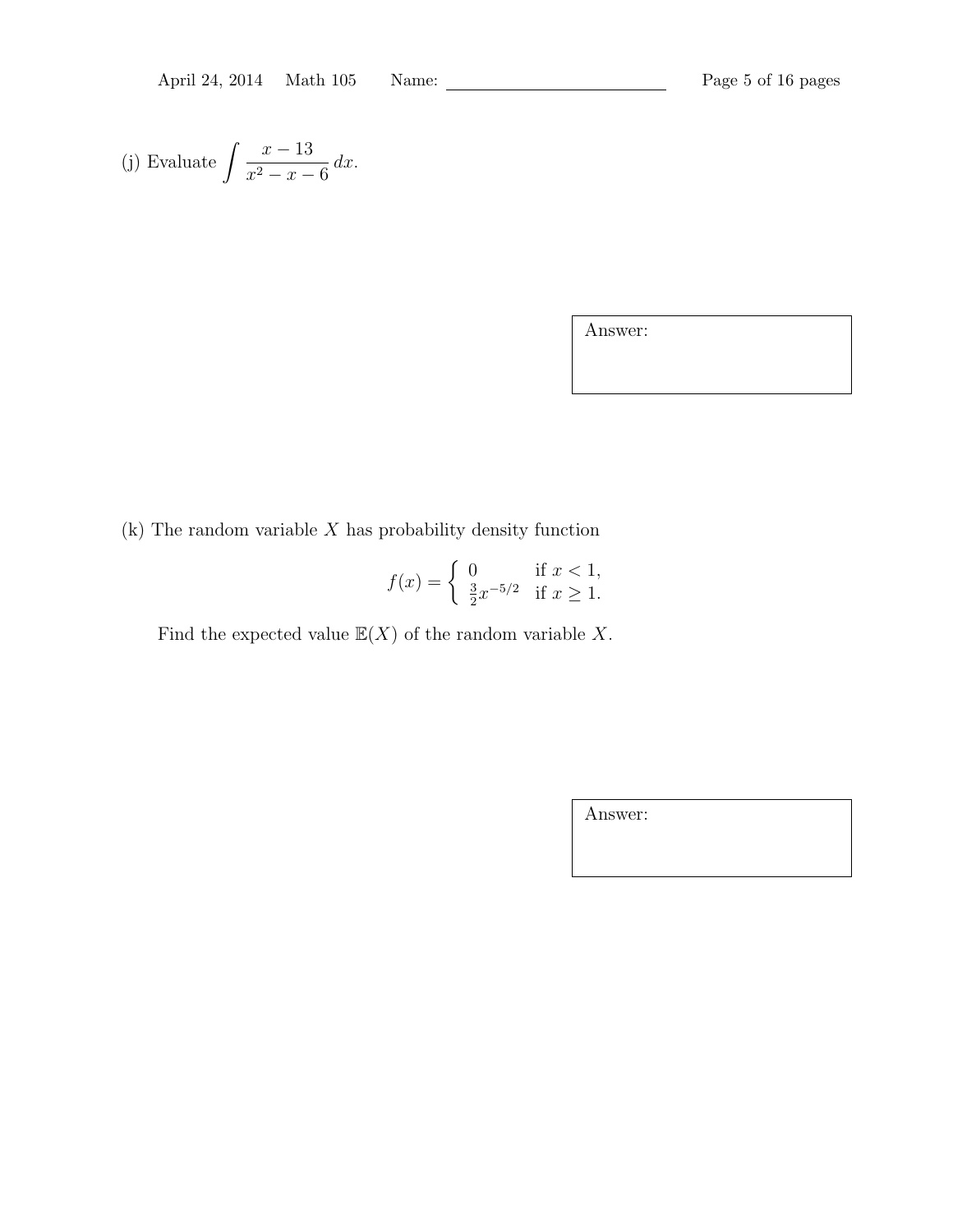(j) Evaluate $\displaystyle\int \frac{x-13}{x^2-x-6}\,dx$.

Answer:

(k) The random variable $X$ has probability density function

$$f(x) = \begin{cases} 0 & \text{if } x < 1, \\ \frac{3}{2}x^{-5/2} & \text{if } x \geq 1. \end{cases}$$

Find the expected value $\mathbb{E}(X)$ of the random variable $X$.

Answer: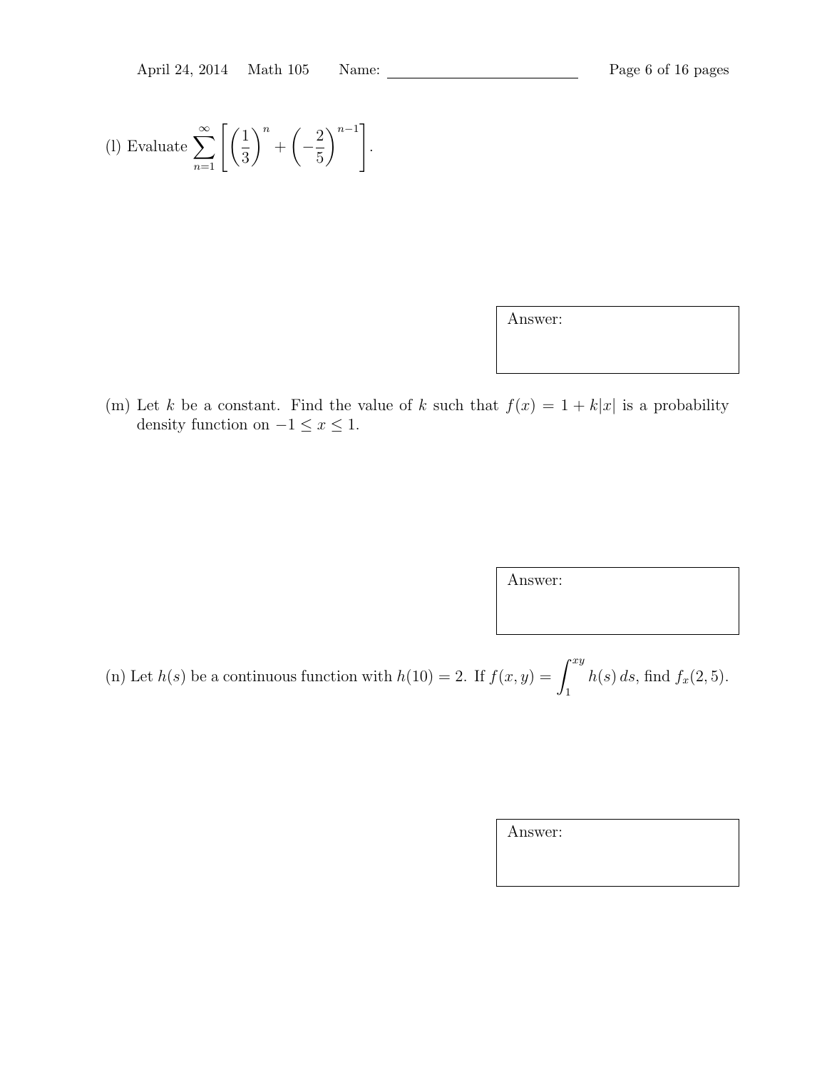(l) Evaluate $\displaystyle\sum_{n=1}^{\infty} \left[ \left(\frac{1}{3}\right)^n + \left(-\frac{2}{5}\right)^{n-1} \right]$.

Answer:

(m) Let $k$ be a constant. Find the value of $k$ such that $f(x) = 1 + k|x|$ is a probability density function on $-1 \leq x \leq 1$.

Answer:

(n) Let $h(s)$ be a continuous function with $h(10) = 2$. If $f(x, y) = \displaystyle\int_{1}^{xy} h(s)\, ds$, find $f_x(2, 5)$.

Answer: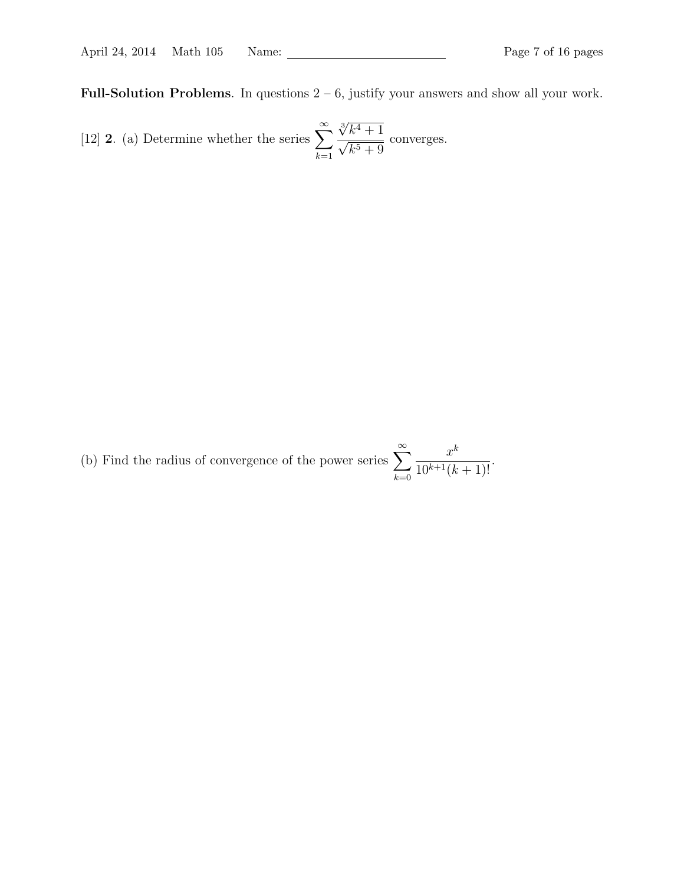**Full-Solution Problems**. In questions 2 – 6, justify your answers and show all your work.

[12] **2**. (a) Determine whether the series $\displaystyle\sum_{k=1}^{\infty} \frac{\sqrt[3]{k^4+1}}{\sqrt{k^5+9}}$ converges.

(b) Find the radius of convergence of the power series $\displaystyle\sum_{k=0}^{\infty} \frac{x^k}{10^{k+1}(k+1)!}$.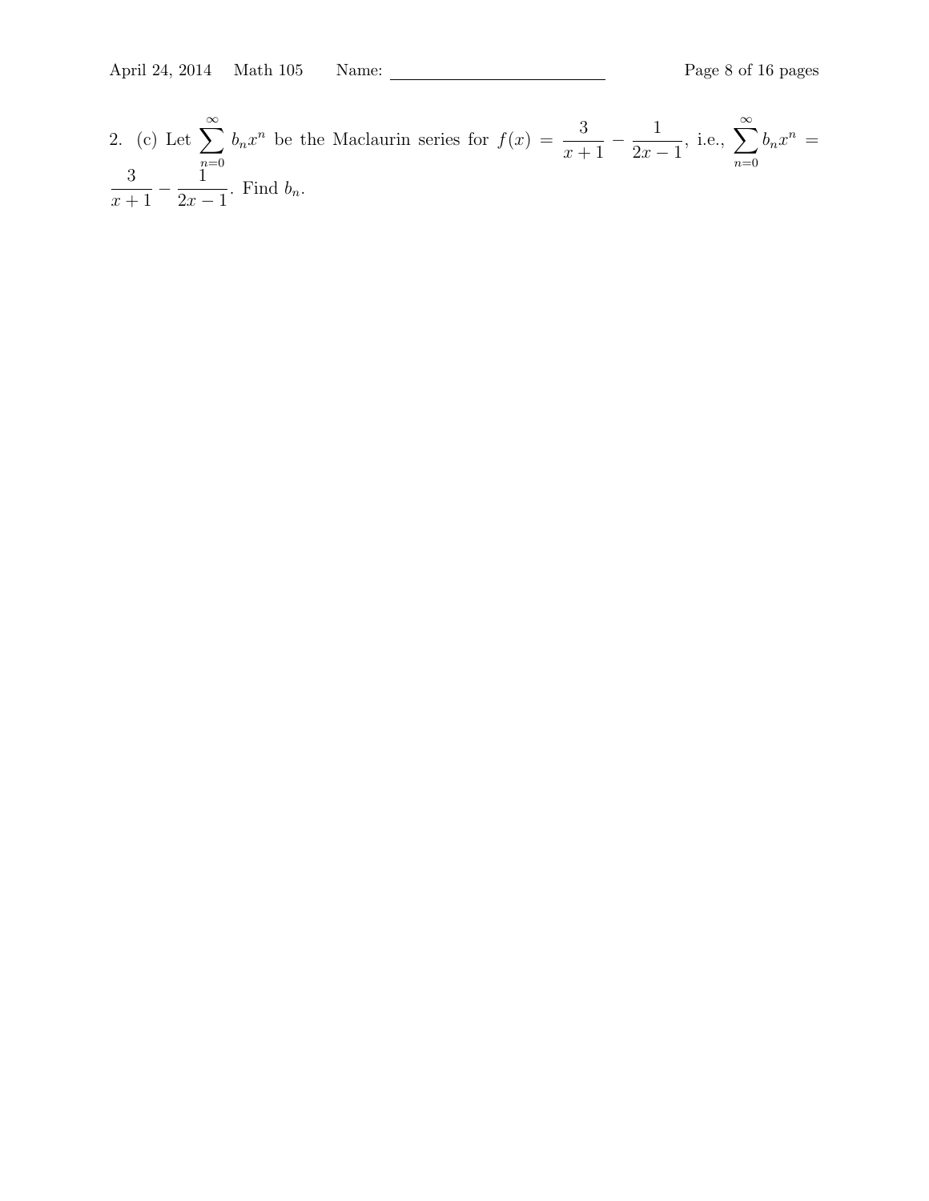2. (c) Let $\sum_{n=0}^{\infty} b_n x^n$ be the Maclaurin series for $f(x) = \dfrac{3}{x+1} - \dfrac{1}{2x-1}$, i.e., $\sum_{n=0}^{\infty} b_n x^n = \dfrac{3}{x+1} - \dfrac{1}{2x-1}$. Find $b_n$.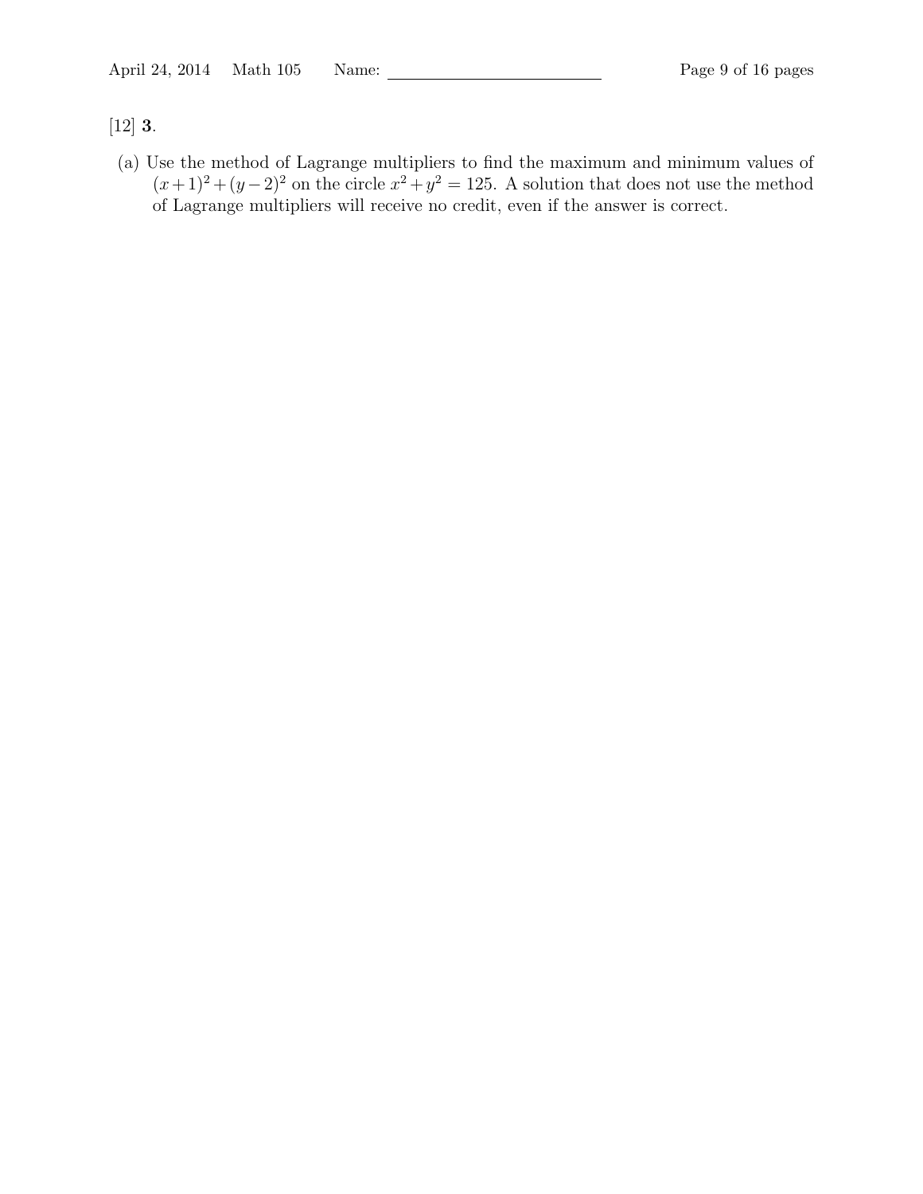[12] **3**.

(a) Use the method of Lagrange multipliers to find the maximum and minimum values of $(x+1)^2 + (y-2)^2$ on the circle $x^2 + y^2 = 125$. A solution that does not use the method of Lagrange multipliers will receive no credit, even if the answer is correct.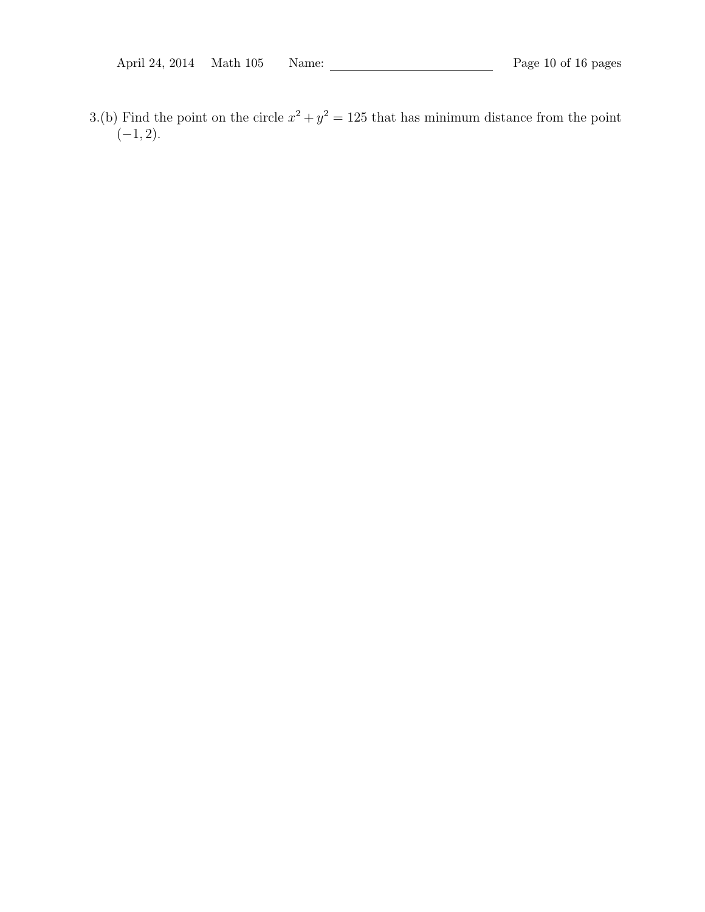3.(b) Find the point on the circle $x^2 + y^2 = 125$ that has minimum distance from the point $(-1, 2)$.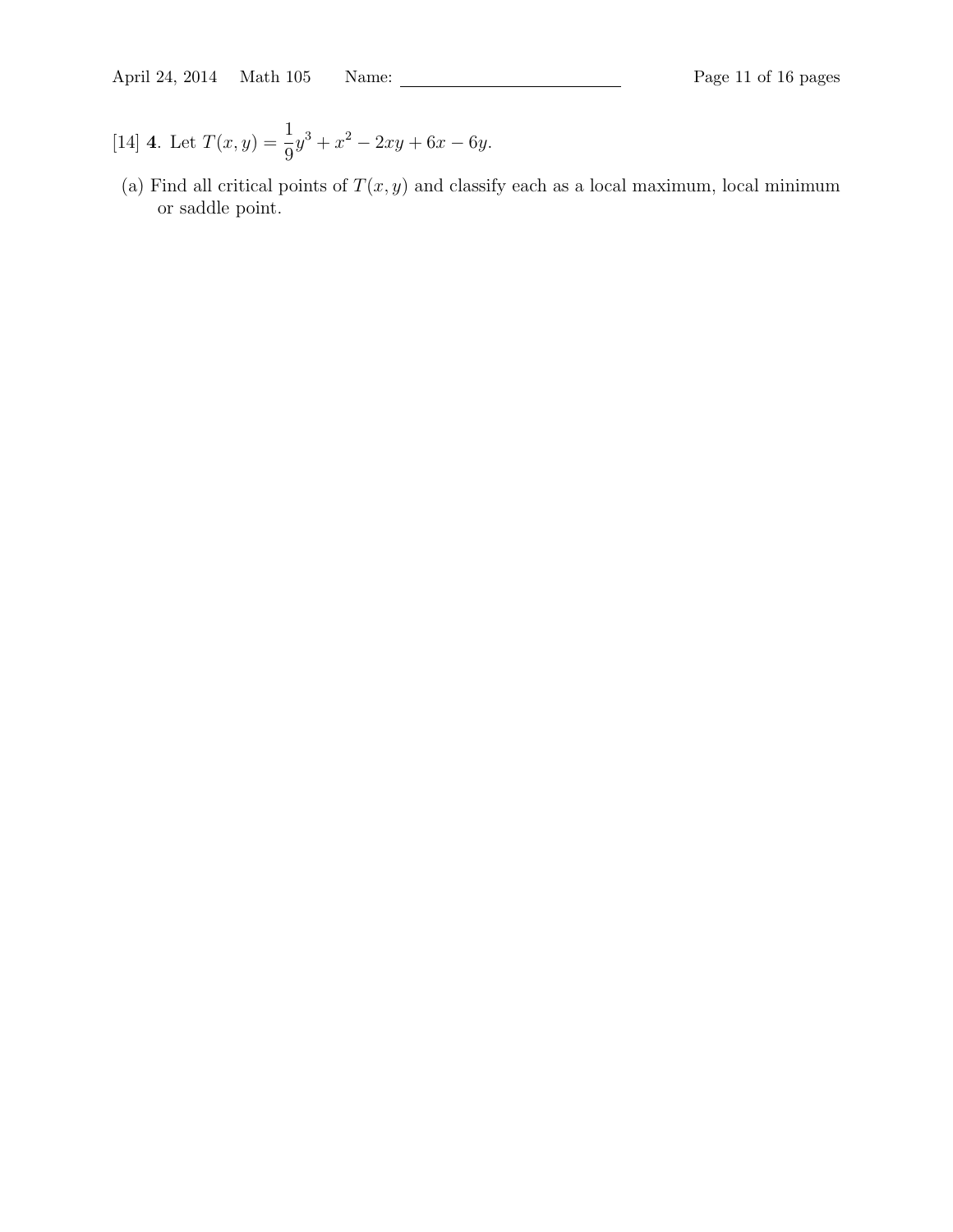[14] **4**. Let $T(x, y) = \dfrac{1}{9}y^3 + x^2 - 2xy + 6x - 6y$.

(a) Find all critical points of $T(x, y)$ and classify each as a local maximum, local minimum or saddle point.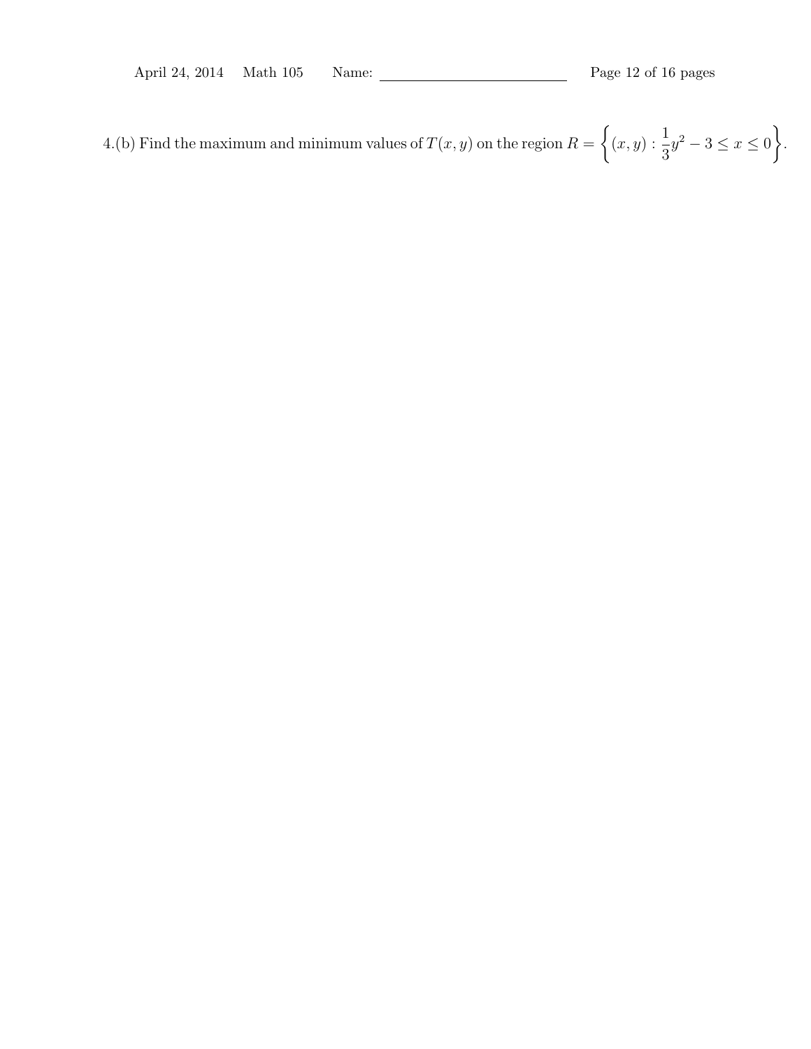4.(b) Find the maximum and minimum values of $T(x, y)$ on the region $R = \left\{(x, y) : \frac{1}{3}y^2 - 3 \leq x \leq 0\right\}$.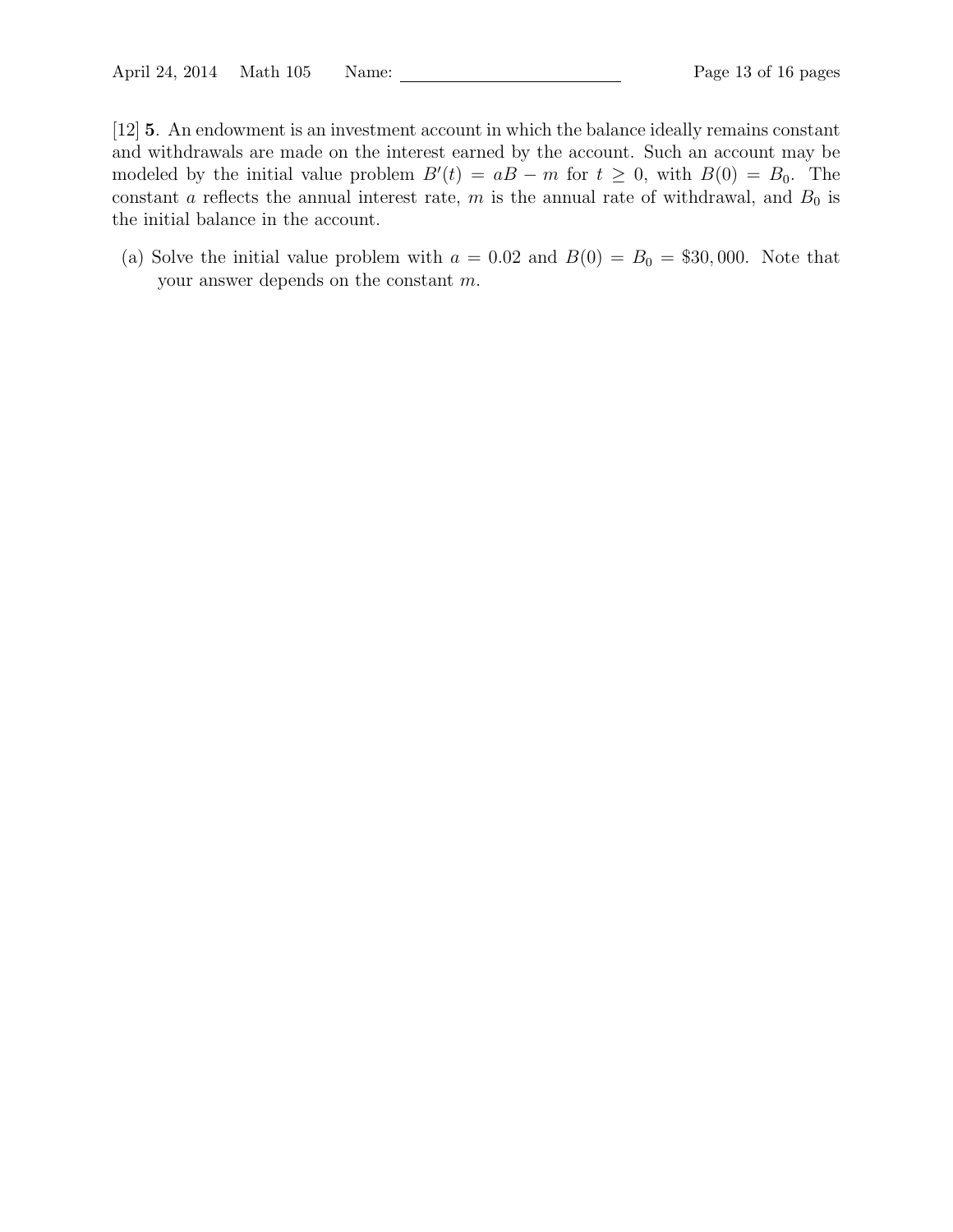[12] **5**. An endowment is an investment account in which the balance ideally remains constant and withdrawals are made on the interest earned by the account. Such an account may be modeled by the initial value problem $B'(t) = aB - m$ for $t \geq 0$, with $B(0) = B_0$. The constant $a$ reflects the annual interest rate, $m$ is the annual rate of withdrawal, and $B_0$ is the initial balance in the account.

(a) Solve the initial value problem with $a = 0.02$ and $B(0) = B_0 = \$30,000$. Note that your answer depends on the constant $m$.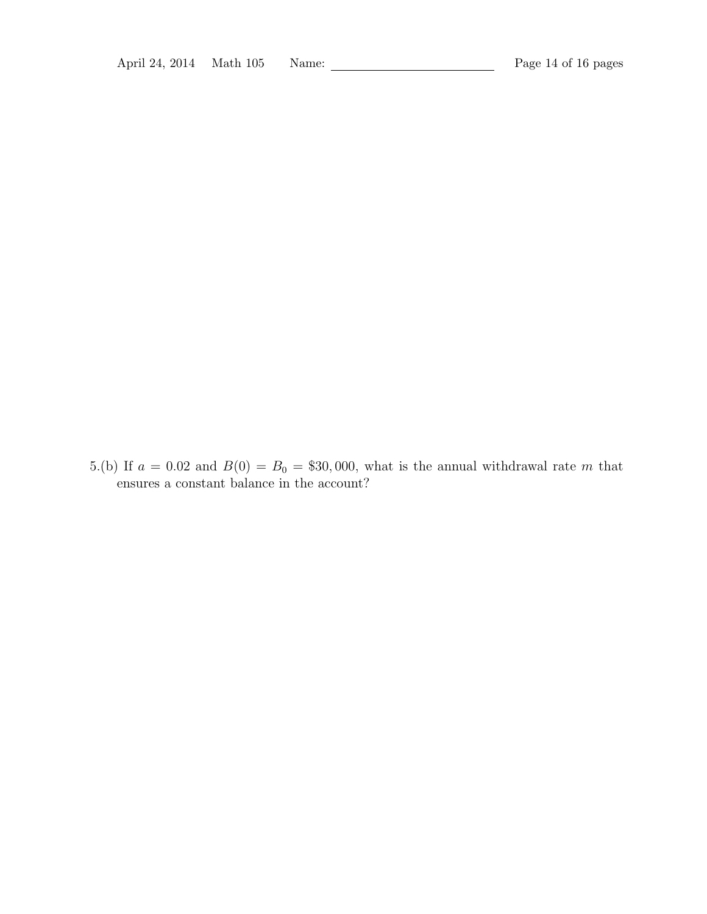5.(b) If $a = 0.02$ and $B(0) = B_0 = \$30,000$, what is the annual withdrawal rate $m$ that ensures a constant balance in the account?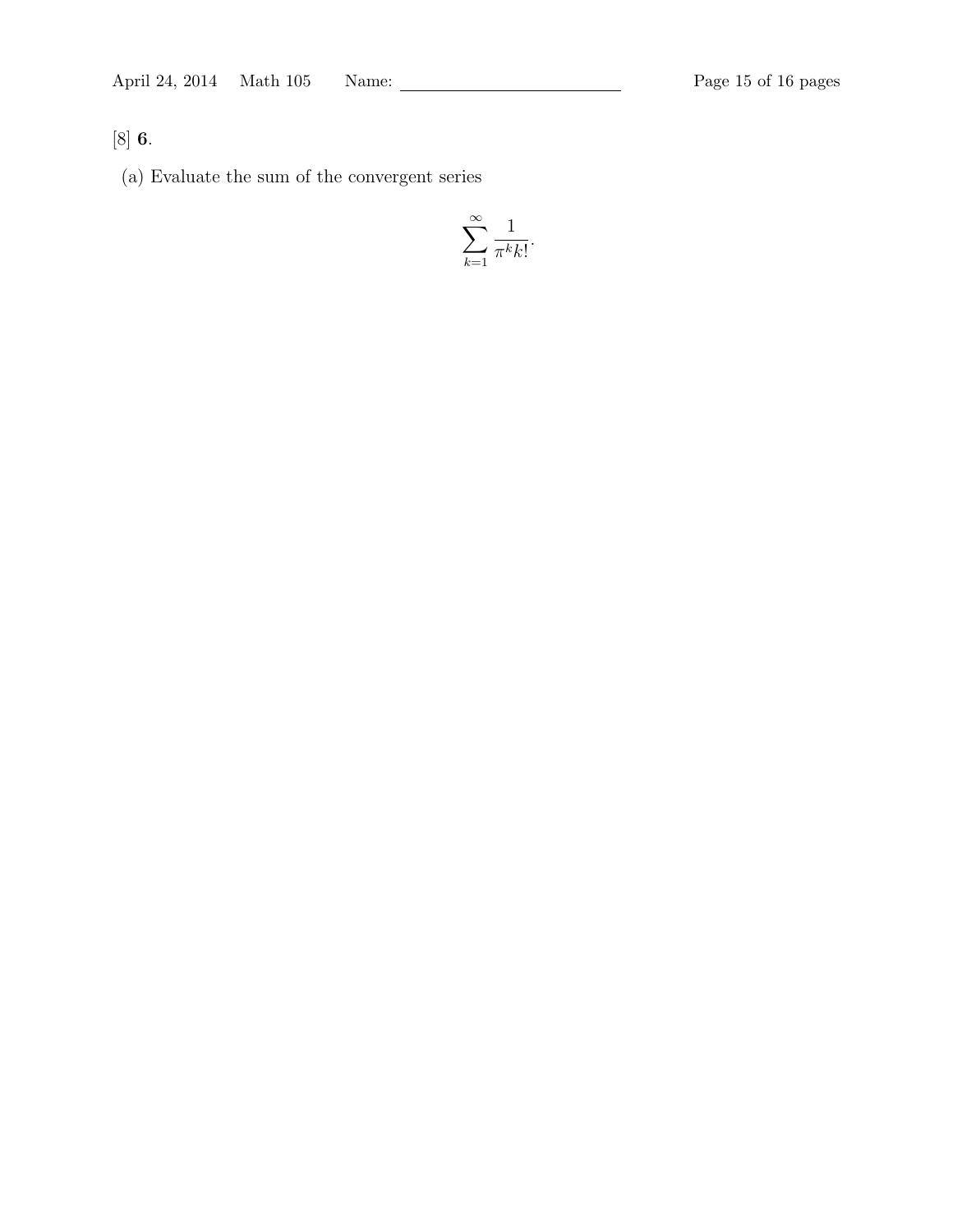[8] **6**.

(a) Evaluate the sum of the convergent series

$$\sum_{k=1}^{\infty} \frac{1}{\pi^k k!}.$$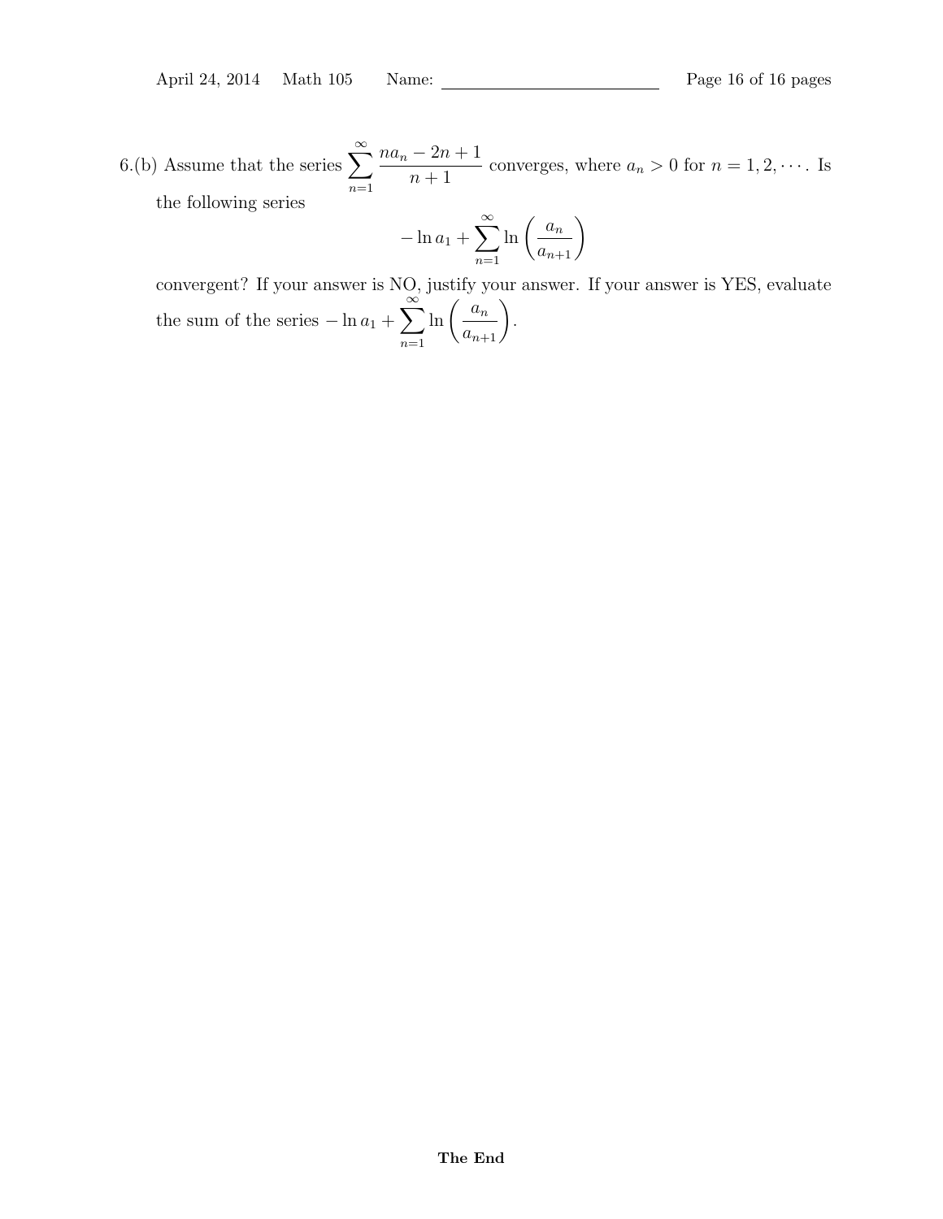6.(b) Assume that the series $\sum_{n=1}^{\infty} \frac{na_n - 2n + 1}{n+1}$ converges, where $a_n > 0$ for $n = 1, 2, \cdots$. Is the following series

$$-\ln a_1 + \sum_{n=1}^{\infty} \ln\left(\frac{a_n}{a_{n+1}}\right)$$

convergent? If your answer is NO, justify your answer. If your answer is YES, evaluate the sum of the series $-\ln a_1 + \sum_{n=1}^{\infty} \ln\left(\frac{a_n}{a_{n+1}}\right)$.

**The End**